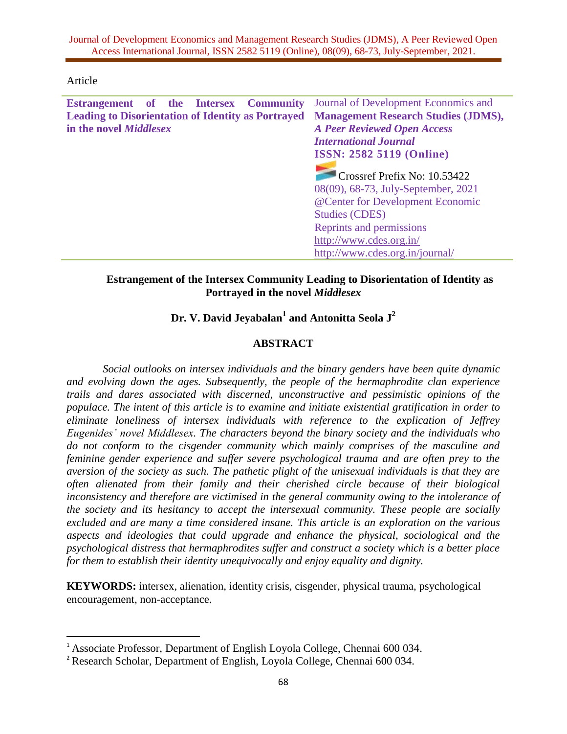Article

**Estrangement of the Intersex Community Leading to Disorientation of Identity as Portrayed in the novel *Middlesex***

Journal of Development Economics and **Management Research Studies (JDMS),** ***A Peer Reviewed Open Access International Journal***
**ISSN: 2582 5119 (Online)**
Crossref Prefix No: 10.53422
08(09), 68-73, July-September, 2021
@Center for Development Economic Studies (CDES)
Reprints and permissions
http://www.cdes.org.in/
http://www.cdes.org.in/journal/

# Estrangement of the Intersex Community Leading to Disorientation of Identity as Portrayed in the novel *Middlesex*

**Dr. V. David Jeyabalan[1] and Antonitta Seola J[2]**

## ABSTRACT

*Social outlooks on intersex individuals and the binary genders have been quite dynamic and evolving down the ages. Subsequently, the people of the hermaphrodite clan experience trails and dares associated with discerned, unconstructive and pessimistic opinions of the populace. The intent of this article is to examine and initiate existential gratification in order to eliminate loneliness of intersex individuals with reference to the explication of Jeffrey Eugenides' novel Middlesex. The characters beyond the binary society and the individuals who do not conform to the cisgender community which mainly comprises of the masculine and feminine gender experience and suffer severe psychological trauma and are often prey to the aversion of the society as such. The pathetic plight of the unisexual individuals is that they are often alienated from their family and their cherished circle because of their biological inconsistency and therefore are victimised in the general community owing to the intolerance of the society and its hesitancy to accept the intersexual community. These people are socially excluded and are many a time considered insane. This article is an exploration on the various aspects and ideologies that could upgrade and enhance the physical, sociological and the psychological distress that hermaphrodites suffer and construct a society which is a better place for them to establish their identity unequivocally and enjoy equality and dignity.*

**KEYWORDS:** intersex, alienation, identity crisis, cisgender, physical trauma, psychological encouragement, non-acceptance.

---

[1] Associate Professor, Department of English Loyola College, Chennai 600 034.

[2] Research Scholar, Department of English, Loyola College, Chennai 600 034.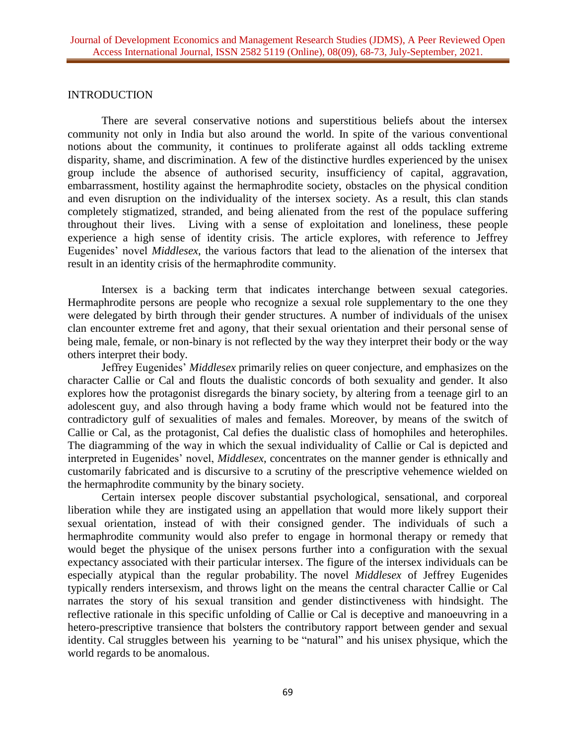## INTRODUCTION

There are several conservative notions and superstitious beliefs about the intersex community not only in India but also around the world. In spite of the various conventional notions about the community, it continues to proliferate against all odds tackling extreme disparity, shame, and discrimination. A few of the distinctive hurdles experienced by the unisex group include the absence of authorised security, insufficiency of capital, aggravation, embarrassment, hostility against the hermaphrodite society, obstacles on the physical condition and even disruption on the individuality of the intersex society. As a result, this clan stands completely stigmatized, stranded, and being alienated from the rest of the populace suffering throughout their lives. Living with a sense of exploitation and loneliness, these people experience a high sense of identity crisis. The article explores, with reference to Jeffrey Eugenides' novel *Middlesex*, the various factors that lead to the alienation of the intersex that result in an identity crisis of the hermaphrodite community.

Intersex is a backing term that indicates interchange between sexual categories. Hermaphrodite persons are people who recognize a sexual role supplementary to the one they were delegated by birth through their gender structures. A number of individuals of the unisex clan encounter extreme fret and agony, that their sexual orientation and their personal sense of being male, female, or non-binary is not reflected by the way they interpret their body or the way others interpret their body.

Jeffrey Eugenides' *Middlesex* primarily relies on queer conjecture, and emphasizes on the character Callie or Cal and flouts the dualistic concords of both sexuality and gender. It also explores how the protagonist disregards the binary society, by altering from a teenage girl to an adolescent guy, and also through having a body frame which would not be featured into the contradictory gulf of sexualities of males and females. Moreover, by means of the switch of Callie or Cal, as the protagonist, Cal defies the dualistic class of homophiles and heterophiles. The diagramming of the way in which the sexual individuality of Callie or Cal is depicted and interpreted in Eugenides' novel, *Middlesex*, concentrates on the manner gender is ethnically and customarily fabricated and is discursive to a scrutiny of the prescriptive vehemence wielded on the hermaphrodite community by the binary society.

Certain intersex people discover substantial psychological, sensational, and corporeal liberation while they are instigated using an appellation that would more likely support their sexual orientation, instead of with their consigned gender. The individuals of such a hermaphrodite community would also prefer to engage in hormonal therapy or remedy that would beget the physique of the unisex persons further into a configuration with the sexual expectancy associated with their particular intersex. The figure of the intersex individuals can be especially atypical than the regular probability. The novel *Middlesex* of Jeffrey Eugenides typically renders intersexism, and throws light on the means the central character Callie or Cal narrates the story of his sexual transition and gender distinctiveness with hindsight. The reflective rationale in this specific unfolding of Callie or Cal is deceptive and manoeuvring in a hetero-prescriptive transience that bolsters the contributory rapport between gender and sexual identity. Cal struggles between his yearning to be "natural" and his unisex physique, which the world regards to be anomalous.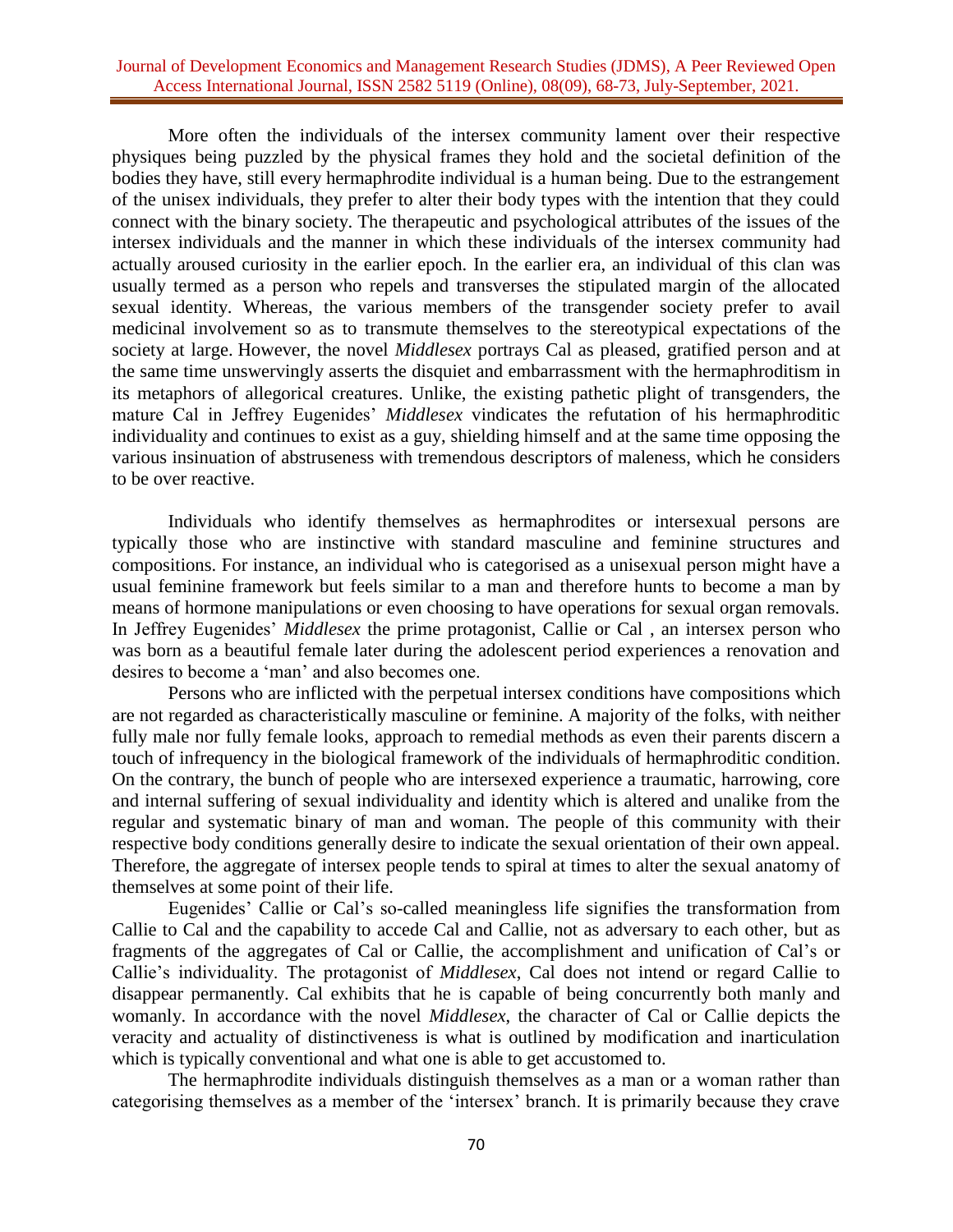More often the individuals of the intersex community lament over their respective physiques being puzzled by the physical frames they hold and the societal definition of the bodies they have, still every hermaphrodite individual is a human being. Due to the estrangement of the unisex individuals, they prefer to alter their body types with the intention that they could connect with the binary society. The therapeutic and psychological attributes of the issues of the intersex individuals and the manner in which these individuals of the intersex community had actually aroused curiosity in the earlier epoch. In the earlier era, an individual of this clan was usually termed as a person who repels and transverses the stipulated margin of the allocated sexual identity. Whereas, the various members of the transgender society prefer to avail medicinal involvement so as to transmute themselves to the stereotypical expectations of the society at large. However, the novel *Middlesex* portrays Cal as pleased, gratified person and at the same time unswervingly asserts the disquiet and embarrassment with the hermaphroditism in its metaphors of allegorical creatures. Unlike, the existing pathetic plight of transgenders, the mature Cal in Jeffrey Eugenides' *Middlesex* vindicates the refutation of his hermaphroditic individuality and continues to exist as a guy, shielding himself and at the same time opposing the various insinuation of abstruseness with tremendous descriptors of maleness, which he considers to be over reactive.

Individuals who identify themselves as hermaphrodites or intersexual persons are typically those who are instinctive with standard masculine and feminine structures and compositions. For instance, an individual who is categorised as a unisexual person might have a usual feminine framework but feels similar to a man and therefore hunts to become a man by means of hormone manipulations or even choosing to have operations for sexual organ removals. In Jeffrey Eugenides' *Middlesex* the prime protagonist, Callie or Cal , an intersex person who was born as a beautiful female later during the adolescent period experiences a renovation and desires to become a 'man' and also becomes one.

Persons who are inflicted with the perpetual intersex conditions have compositions which are not regarded as characteristically masculine or feminine. A majority of the folks, with neither fully male nor fully female looks, approach to remedial methods as even their parents discern a touch of infrequency in the biological framework of the individuals of hermaphroditic condition. On the contrary, the bunch of people who are intersexed experience a traumatic, harrowing, core and internal suffering of sexual individuality and identity which is altered and unalike from the regular and systematic binary of man and woman. The people of this community with their respective body conditions generally desire to indicate the sexual orientation of their own appeal. Therefore, the aggregate of intersex people tends to spiral at times to alter the sexual anatomy of themselves at some point of their life.

Eugenides' Callie or Cal's so-called meaningless life signifies the transformation from Callie to Cal and the capability to accede Cal and Callie, not as adversary to each other, but as fragments of the aggregates of Cal or Callie, the accomplishment and unification of Cal's or Callie's individuality. The protagonist of *Middlesex*, Cal does not intend or regard Callie to disappear permanently. Cal exhibits that he is capable of being concurrently both manly and womanly. In accordance with the novel *Middlesex*, the character of Cal or Callie depicts the veracity and actuality of distinctiveness is what is outlined by modification and inarticulation which is typically conventional and what one is able to get accustomed to.

The hermaphrodite individuals distinguish themselves as a man or a woman rather than categorising themselves as a member of the 'intersex' branch. It is primarily because they crave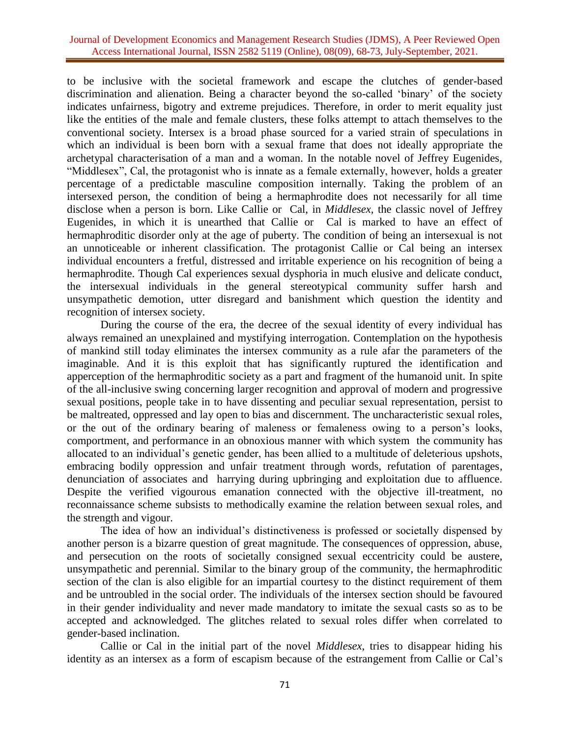to be inclusive with the societal framework and escape the clutches of gender-based discrimination and alienation. Being a character beyond the so-called 'binary' of the society indicates unfairness, bigotry and extreme prejudices. Therefore, in order to merit equality just like the entities of the male and female clusters, these folks attempt to attach themselves to the conventional society. Intersex is a broad phase sourced for a varied strain of speculations in which an individual is been born with a sexual frame that does not ideally appropriate the archetypal characterisation of a man and a woman. In the notable novel of Jeffrey Eugenides, "Middlesex", Cal, the protagonist who is innate as a female externally, however, holds a greater percentage of a predictable masculine composition internally. Taking the problem of an intersexed person, the condition of being a hermaphrodite does not necessarily for all time disclose when a person is born. Like Callie or Cal, in *Middlesex*, the classic novel of Jeffrey Eugenides, in which it is unearthed that Callie or Cal is marked to have an effect of hermaphroditic disorder only at the age of puberty. The condition of being an intersexual is not an unnoticeable or inherent classification. The protagonist Callie or Cal being an intersex individual encounters a fretful, distressed and irritable experience on his recognition of being a hermaphrodite. Though Cal experiences sexual dysphoria in much elusive and delicate conduct, the intersexual individuals in the general stereotypical community suffer harsh and unsympathetic demotion, utter disregard and banishment which question the identity and recognition of intersex society.

During the course of the era, the decree of the sexual identity of every individual has always remained an unexplained and mystifying interrogation. Contemplation on the hypothesis of mankind still today eliminates the intersex community as a rule afar the parameters of the imaginable. And it is this exploit that has significantly ruptured the identification and apperception of the hermaphroditic society as a part and fragment of the humanoid unit. In spite of the all-inclusive swing concerning larger recognition and approval of modern and progressive sexual positions, people take in to have dissenting and peculiar sexual representation, persist to be maltreated, oppressed and lay open to bias and discernment. The uncharacteristic sexual roles, or the out of the ordinary bearing of maleness or femaleness owing to a person's looks, comportment, and performance in an obnoxious manner with which system the community has allocated to an individual's genetic gender, has been allied to a multitude of deleterious upshots, embracing bodily oppression and unfair treatment through words, refutation of parentages, denunciation of associates and harrying during upbringing and exploitation due to affluence. Despite the verified vigourous emanation connected with the objective ill-treatment, no reconnaissance scheme subsists to methodically examine the relation between sexual roles, and the strength and vigour.

The idea of how an individual's distinctiveness is professed or societally dispensed by another person is a bizarre question of great magnitude. The consequences of oppression, abuse, and persecution on the roots of societally consigned sexual eccentricity could be austere, unsympathetic and perennial. Similar to the binary group of the community, the hermaphroditic section of the clan is also eligible for an impartial courtesy to the distinct requirement of them and be untroubled in the social order. The individuals of the intersex section should be favoured in their gender individuality and never made mandatory to imitate the sexual casts so as to be accepted and acknowledged. The glitches related to sexual roles differ when correlated to gender-based inclination.

Callie or Cal in the initial part of the novel *Middlesex*, tries to disappear hiding his identity as an intersex as a form of escapism because of the estrangement from Callie or Cal's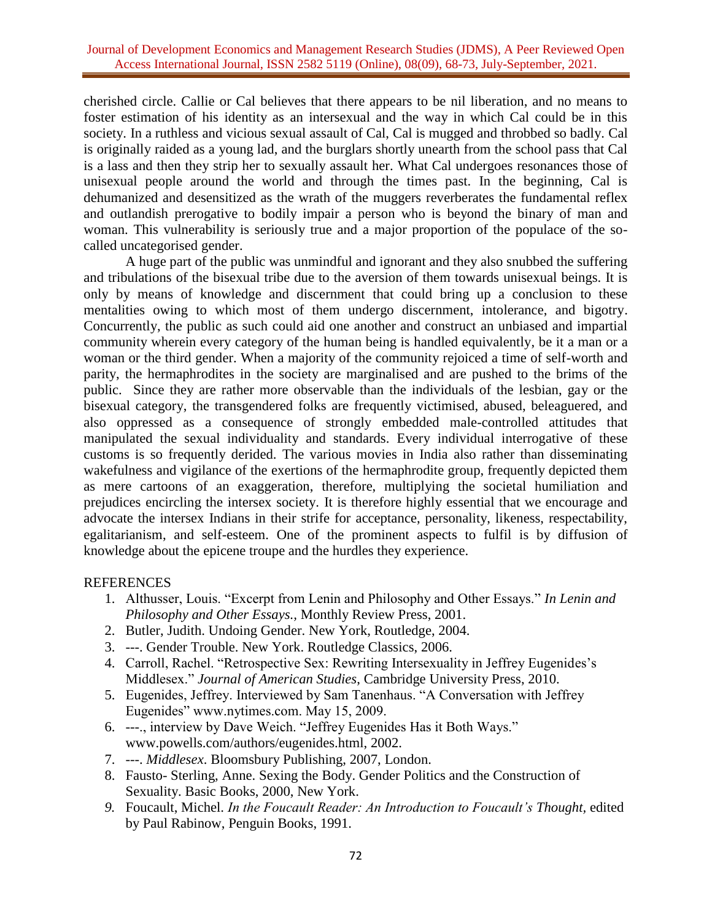cherished circle. Callie or Cal believes that there appears to be nil liberation, and no means to foster estimation of his identity as an intersexual and the way in which Cal could be in this society. In a ruthless and vicious sexual assault of Cal, Cal is mugged and throbbed so badly. Cal is originally raided as a young lad, and the burglars shortly unearth from the school pass that Cal is a lass and then they strip her to sexually assault her. What Cal undergoes resonances those of unisexual people around the world and through the times past. In the beginning, Cal is dehumanized and desensitized as the wrath of the muggers reverberates the fundamental reflex and outlandish prerogative to bodily impair a person who is beyond the binary of man and woman. This vulnerability is seriously true and a major proportion of the populace of the so-called uncategorised gender.

A huge part of the public was unmindful and ignorant and they also snubbed the suffering and tribulations of the bisexual tribe due to the aversion of them towards unisexual beings. It is only by means of knowledge and discernment that could bring up a conclusion to these mentalities owing to which most of them undergo discernment, intolerance, and bigotry. Concurrently, the public as such could aid one another and construct an unbiased and impartial community wherein every category of the human being is handled equivalently, be it a man or a woman or the third gender. When a majority of the community rejoiced a time of self-worth and parity, the hermaphrodites in the society are marginalised and are pushed to the brims of the public. Since they are rather more observable than the individuals of the lesbian, gay or the bisexual category, the transgendered folks are frequently victimised, abused, beleaguered, and also oppressed as a consequence of strongly embedded male-controlled attitudes that manipulated the sexual individuality and standards. Every individual interrogative of these customs is so frequently derided. The various movies in India also rather than disseminating wakefulness and vigilance of the exertions of the hermaphrodite group, frequently depicted them as mere cartoons of an exaggeration, therefore, multiplying the societal humiliation and prejudices encircling the intersex society. It is therefore highly essential that we encourage and advocate the intersex Indians in their strife for acceptance, personality, likeness, respectability, egalitarianism, and self-esteem. One of the prominent aspects to fulfil is by diffusion of knowledge about the epicene troupe and the hurdles they experience.

## REFERENCES

1. Althusser, Louis. "Excerpt from Lenin and Philosophy and Other Essays." *In Lenin and Philosophy and Other Essays.,* Monthly Review Press, 2001.
2. Butler, Judith. Undoing Gender. New York, Routledge, 2004.
3. ---. Gender Trouble. New York. Routledge Classics, 2006.
4. Carroll, Rachel. "Retrospective Sex: Rewriting Intersexuality in Jeffrey Eugenides's Middlesex." *Journal of American Studies*, Cambridge University Press, 2010.
5. Eugenides, Jeffrey. Interviewed by Sam Tanenhaus. "A Conversation with Jeffrey Eugenides" www.nytimes.com. May 15, 2009.
6. ---., interview by Dave Weich. "Jeffrey Eugenides Has it Both Ways." www.powells.com/authors/eugenides.html, 2002.
7. ---. *Middlesex*. Bloomsbury Publishing, 2007, London.
8. Fausto- Sterling, Anne. Sexing the Body. Gender Politics and the Construction of Sexuality. Basic Books, 2000, New York.
9. Foucault, Michel. *In the Foucault Reader: An Introduction to Foucault's Thought,* edited by Paul Rabinow, Penguin Books, 1991.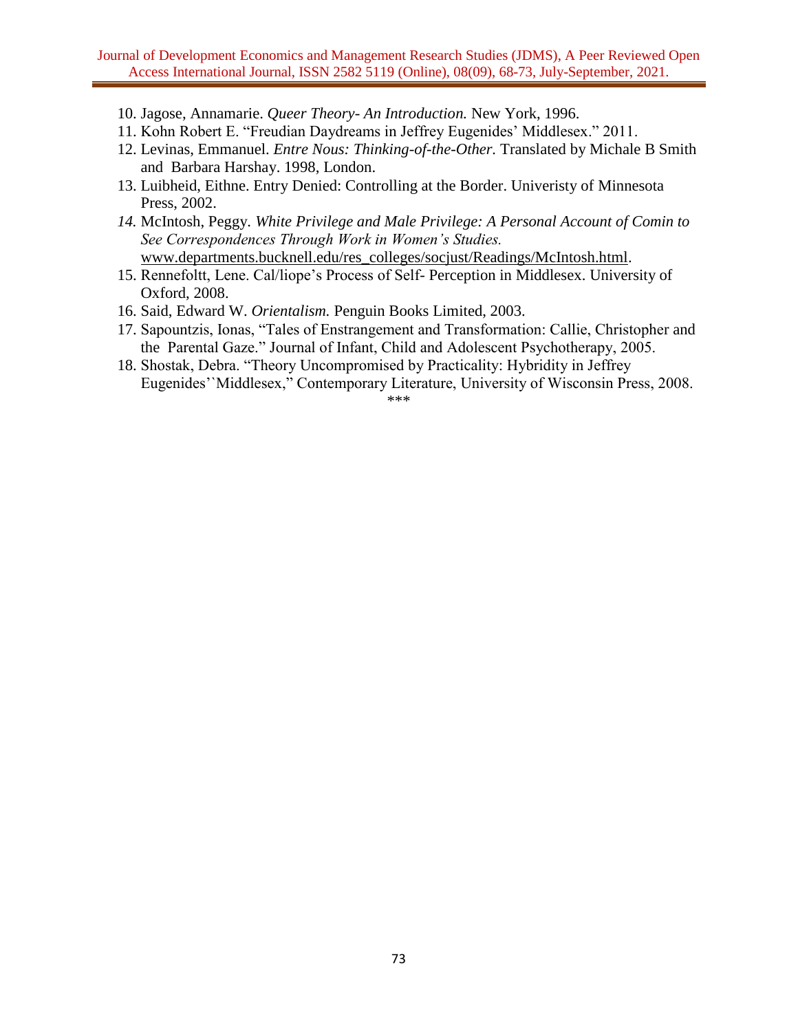10. Jagose, Annamarie. *Queer Theory- An Introduction.* New York, 1996.
11. Kohn Robert E. "Freudian Daydreams in Jeffrey Eugenides' Middlesex." 2011.
12. Levinas, Emmanuel. *Entre Nous: Thinking-of-the-Other.* Translated by Michale B Smith and Barbara Harshay. 1998, London.
13. Luibheid, Eithne. Entry Denied: Controlling at the Border. Univeristy of Minnesota Press, 2002.
14. McIntosh, Peggy. *White Privilege and Male Privilege: A Personal Account of Comin to See Correspondences Through Work in Women's Studies.* www.departments.bucknell.edu/res_colleges/socjust/Readings/McIntosh.html.
15. Rennefoltt, Lene. Cal/liope's Process of Self- Perception in Middlesex. University of Oxford, 2008.
16. Said, Edward W. *Orientalism.* Penguin Books Limited, 2003.
17. Sapountzis, Ionas, "Tales of Enstrangement and Transformation: Callie, Christopher and the Parental Gaze." Journal of Infant, Child and Adolescent Psychotherapy, 2005.
18. Shostak, Debra. "Theory Uncompromised by Practicality: Hybridity in Jeffrey Eugenides'`Middlesex," Contemporary Literature, University of Wisconsin Press, 2008.

***